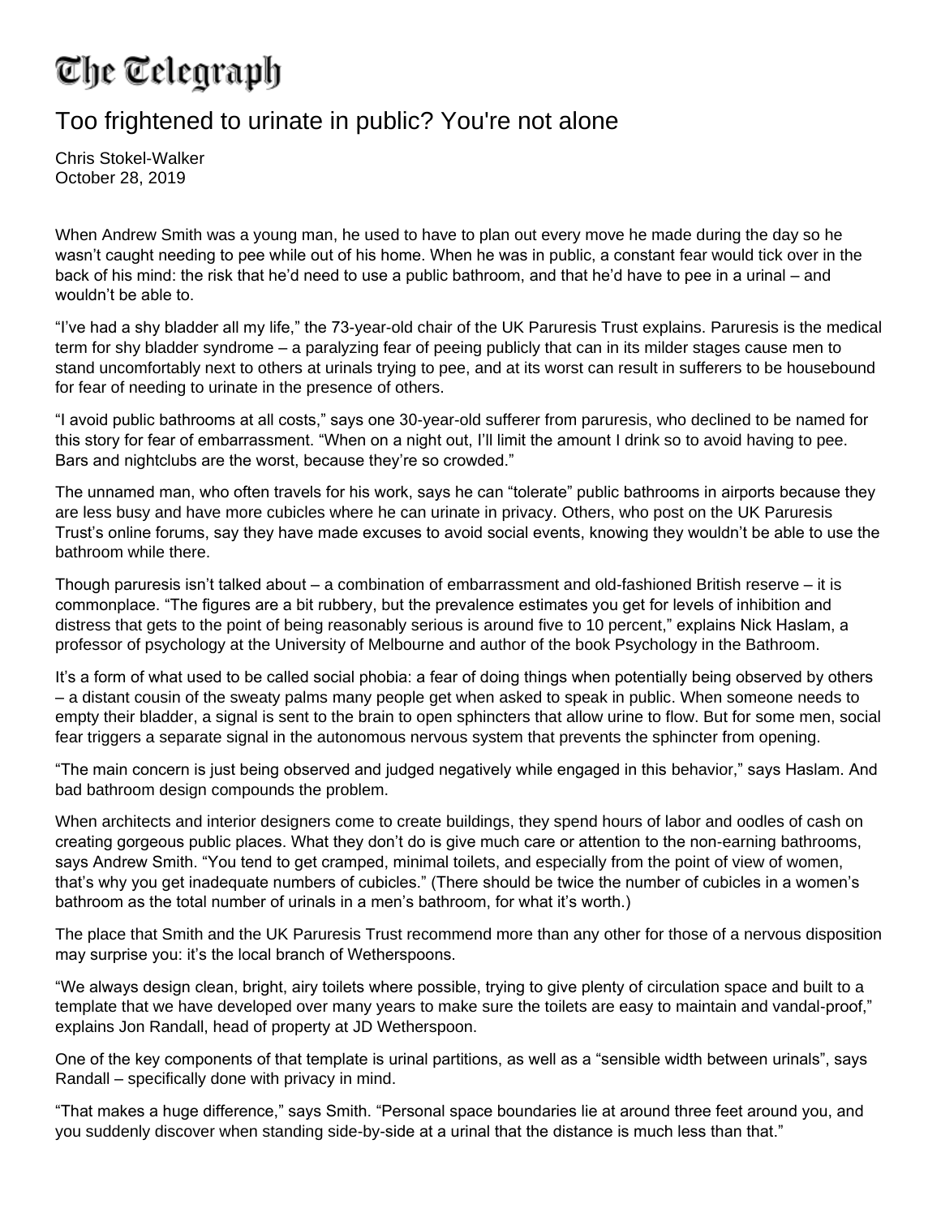# The Telegraph

## Too frightened to urinate in public? You're not alone

Chris Stokel-Walker
October 28, 2019

When Andrew Smith was a young man, he used to have to plan out every move he made during the day so he wasn't caught needing to pee while out of his home. When he was in public, a constant fear would tick over in the back of his mind: the risk that he'd need to use a public bathroom, and that he'd have to pee in a urinal – and wouldn't be able to.

"I've had a shy bladder all my life," the 73-year-old chair of the UK Paruresis Trust explains. Paruresis is the medical term for shy bladder syndrome – a paralyzing fear of peeing publicly that can in its milder stages cause men to stand uncomfortably next to others at urinals trying to pee, and at its worst can result in sufferers to be housebound for fear of needing to urinate in the presence of others.

"I avoid public bathrooms at all costs," says one 30-year-old sufferer from paruresis, who declined to be named for this story for fear of embarrassment. "When on a night out, I'll limit the amount I drink so to avoid having to pee. Bars and nightclubs are the worst, because they're so crowded."

The unnamed man, who often travels for his work, says he can "tolerate" public bathrooms in airports because they are less busy and have more cubicles where he can urinate in privacy. Others, who post on the UK Paruresis Trust's online forums, say they have made excuses to avoid social events, knowing they wouldn't be able to use the bathroom while there.

Though paruresis isn't talked about – a combination of embarrassment and old-fashioned British reserve – it is commonplace. "The figures are a bit rubbery, but the prevalence estimates you get for levels of inhibition and distress that gets to the point of being reasonably serious is around five to 10 percent," explains Nick Haslam, a professor of psychology at the University of Melbourne and author of the book Psychology in the Bathroom.

It's a form of what used to be called social phobia: a fear of doing things when potentially being observed by others – a distant cousin of the sweaty palms many people get when asked to speak in public. When someone needs to empty their bladder, a signal is sent to the brain to open sphincters that allow urine to flow. But for some men, social fear triggers a separate signal in the autonomous nervous system that prevents the sphincter from opening.

"The main concern is just being observed and judged negatively while engaged in this behavior," says Haslam. And bad bathroom design compounds the problem.

When architects and interior designers come to create buildings, they spend hours of labor and oodles of cash on creating gorgeous public places. What they don't do is give much care or attention to the non-earning bathrooms, says Andrew Smith. "You tend to get cramped, minimal toilets, and especially from the point of view of women, that's why you get inadequate numbers of cubicles." (There should be twice the number of cubicles in a women's bathroom as the total number of urinals in a men's bathroom, for what it's worth.)

The place that Smith and the UK Paruresis Trust recommend more than any other for those of a nervous disposition may surprise you: it's the local branch of Wetherspoons.

"We always design clean, bright, airy toilets where possible, trying to give plenty of circulation space and built to a template that we have developed over many years to make sure the toilets are easy to maintain and vandal-proof," explains Jon Randall, head of property at JD Wetherspoon.

One of the key components of that template is urinal partitions, as well as a "sensible width between urinals", says Randall – specifically done with privacy in mind.

"That makes a huge difference," says Smith. "Personal space boundaries lie at around three feet around you, and you suddenly discover when standing side-by-side at a urinal that the distance is much less than that."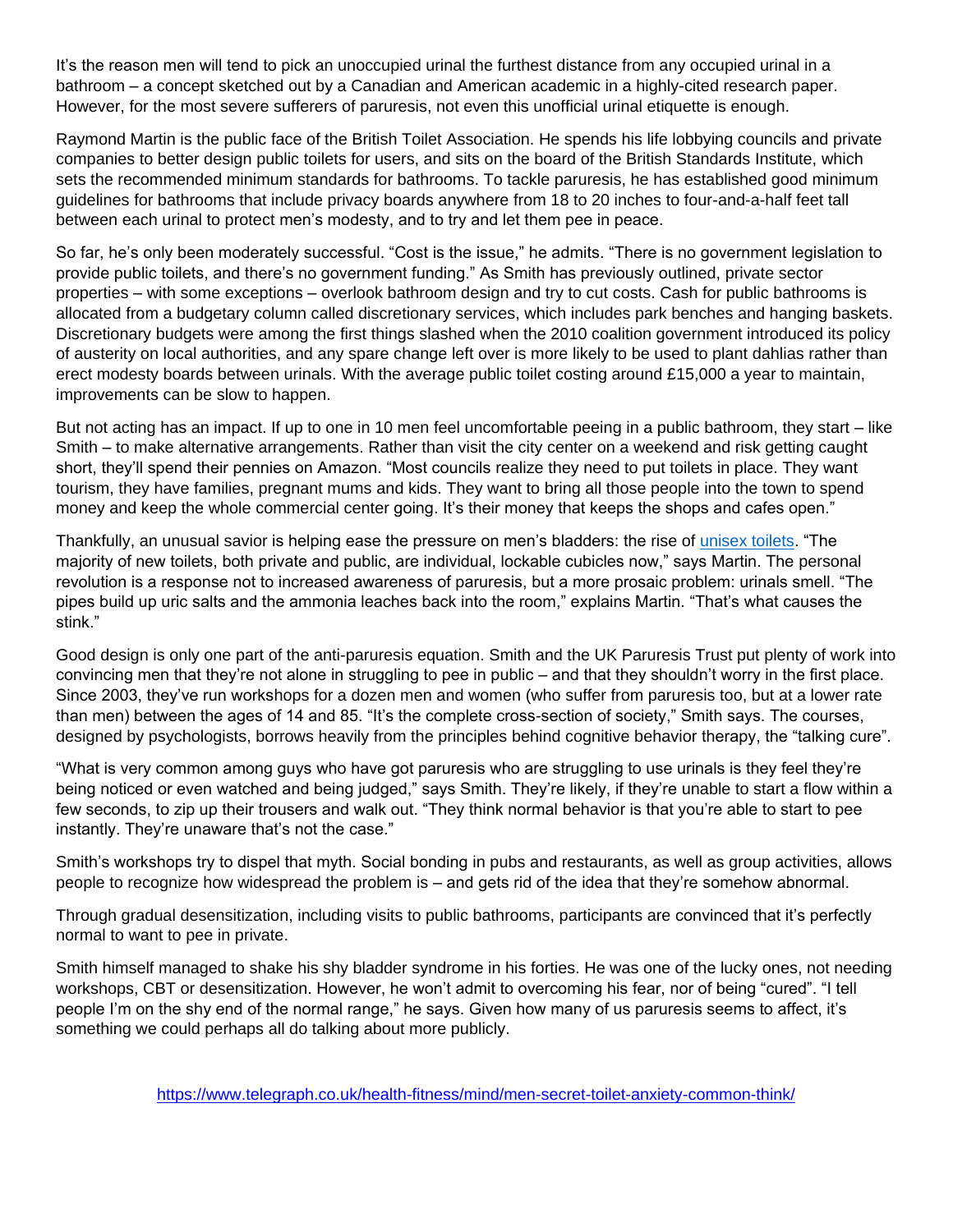It's the reason men will tend to pick an unoccupied urinal the furthest distance from any occupied urinal in a bathroom – a concept sketched out by a Canadian and American academic in a highly-cited research paper. However, for the most severe sufferers of paruresis, not even this unofficial urinal etiquette is enough.

Raymond Martin is the public face of the British Toilet Association. He spends his life lobbying councils and private companies to better design public toilets for users, and sits on the board of the British Standards Institute, which sets the recommended minimum standards for bathrooms. To tackle paruresis, he has established good minimum guidelines for bathrooms that include privacy boards anywhere from 18 to 20 inches to four-and-a-half feet tall between each urinal to protect men's modesty, and to try and let them pee in peace.

So far, he's only been moderately successful. "Cost is the issue," he admits. "There is no government legislation to provide public toilets, and there's no government funding." As Smith has previously outlined, private sector properties – with some exceptions – overlook bathroom design and try to cut costs. Cash for public bathrooms is allocated from a budgetary column called discretionary services, which includes park benches and hanging baskets. Discretionary budgets were among the first things slashed when the 2010 coalition government introduced its policy of austerity on local authorities, and any spare change left over is more likely to be used to plant dahlias rather than erect modesty boards between urinals. With the average public toilet costing around £15,000 a year to maintain, improvements can be slow to happen.

But not acting has an impact. If up to one in 10 men feel uncomfortable peeing in a public bathroom, they start – like Smith – to make alternative arrangements. Rather than visit the city center on a weekend and risk getting caught short, they'll spend their pennies on Amazon. "Most councils realize they need to put toilets in place. They want tourism, they have families, pregnant mums and kids. They want to bring all those people into the town to spend money and keep the whole commercial center going. It's their money that keeps the shops and cafes open."

Thankfully, an unusual savior is helping ease the pressure on men's bladders: the rise of [unisex toilets](). "The majority of new toilets, both private and public, are individual, lockable cubicles now," says Martin. The personal revolution is a response not to increased awareness of paruresis, but a more prosaic problem: urinals smell. "The pipes build up uric salts and the ammonia leaches back into the room," explains Martin. "That's what causes the stink."

Good design is only one part of the anti-paruresis equation. Smith and the UK Paruresis Trust put plenty of work into convincing men that they're not alone in struggling to pee in public – and that they shouldn't worry in the first place. Since 2003, they've run workshops for a dozen men and women (who suffer from paruresis too, but at a lower rate than men) between the ages of 14 and 85. "It's the complete cross-section of society," Smith says. The courses, designed by psychologists, borrows heavily from the principles behind cognitive behavior therapy, the "talking cure".

"What is very common among guys who have got paruresis who are struggling to use urinals is they feel they're being noticed or even watched and being judged," says Smith. They're likely, if they're unable to start a flow within a few seconds, to zip up their trousers and walk out. "They think normal behavior is that you're able to start to pee instantly. They're unaware that's not the case."

Smith's workshops try to dispel that myth. Social bonding in pubs and restaurants, as well as group activities, allows people to recognize how widespread the problem is – and gets rid of the idea that they're somehow abnormal.

Through gradual desensitization, including visits to public bathrooms, participants are convinced that it's perfectly normal to want to pee in private.

Smith himself managed to shake his shy bladder syndrome in his forties. He was one of the lucky ones, not needing workshops, CBT or desensitization. However, he won't admit to overcoming his fear, nor of being "cured". "I tell people I'm on the shy end of the normal range," he says. Given how many of us paruresis seems to affect, it's something we could perhaps all do talking about more publicly.

https://www.telegraph.co.uk/health-fitness/mind/men-secret-toilet-anxiety-common-think/